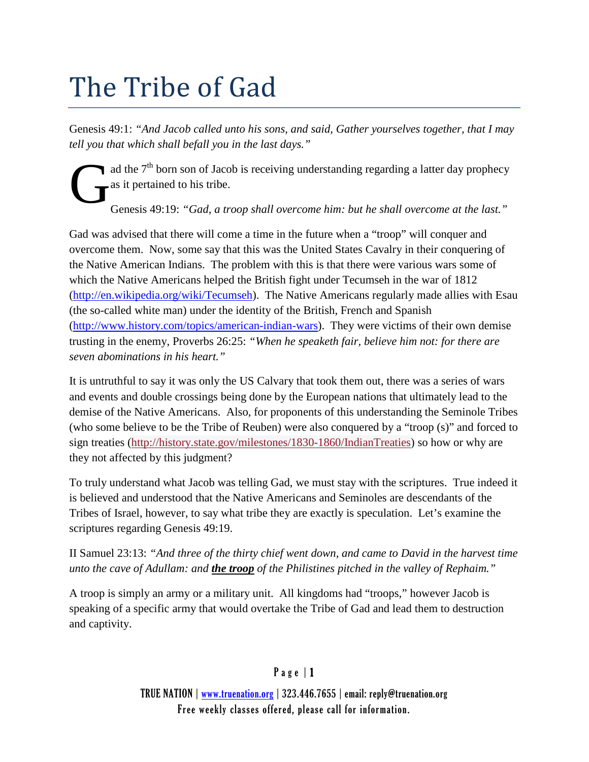# The Tribe of Gad

Genesis 49:1: *"And Jacob called unto his sons, and said, Gather yourselves together, that I may tell you that which shall befall you in the last days."*

Gad the 7th born son of Jacob is receiving understanding regarding a latter day prophecy as it pertained to his tribe.

Genesis 49:19: *"Gad, a troop shall overcome him: but he shall overcome at the last."*

Gad was advised that there will come a time in the future when a "troop" will conquer and overcome them. Now, some say that this was the United States Cavalry in their conquering of the Native American Indians. The problem with this is that there were various wars some of which the Native Americans helped the British fight under Tecumseh in the war of 1812 (http://en.wikipedia.org/wiki/Tecumseh). The Native Americans regularly made allies with Esau (the so-called white man) under the identity of the British, French and Spanish (http://www.history.com/topics/american-indian-wars). They were victims of their own demise trusting in the enemy, Proverbs 26:25: *"When he speaketh fair, believe him not: for there are seven abominations in his heart."*

It is untruthful to say it was only the US Calvary that took them out, there was a series of wars and events and double crossings being done by the European nations that ultimately lead to the demise of the Native Americans. Also, for proponents of this understanding the Seminole Tribes (who some believe to be the Tribe of Reuben) were also conquered by a "troop (s)" and forced to sign treaties (http://history.state.gov/milestones/1830-1860/IndianTreaties) so how or why are they not affected by this judgment?

To truly understand what Jacob was telling Gad, we must stay with the scriptures. True indeed it is believed and understood that the Native Americans and Seminoles are descendants of the Tribes of Israel, however, to say what tribe they are exactly is speculation. Let's examine the scriptures regarding Genesis 49:19.

II Samuel 23:13: *"And three of the thirty chief went down, and came to David in the harvest time unto the cave of Adullam: and **the troop** of the Philistines pitched in the valley of Rephaim."*

A troop is simply an army or a military unit. All kingdoms had "troops," however Jacob is speaking of a specific army that would overtake the Tribe of Gad and lead them to destruction and captivity.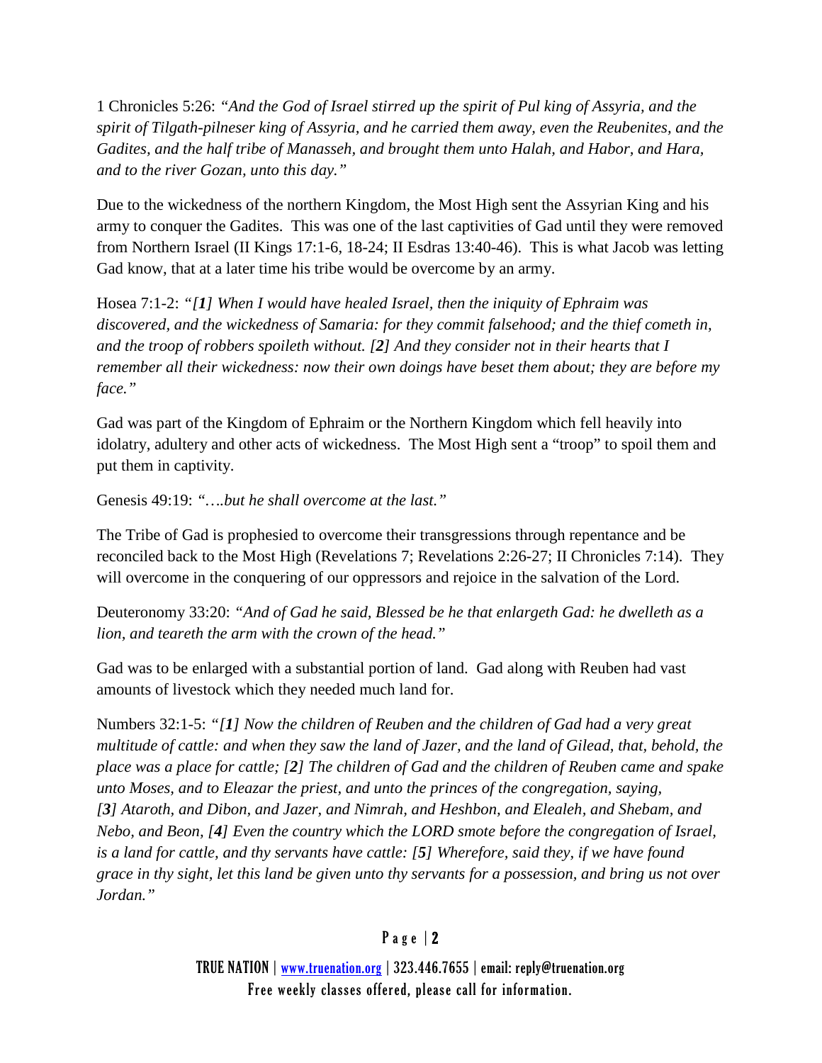1 Chronicles 5:26: *"And the God of Israel stirred up the spirit of Pul king of Assyria, and the spirit of Tilgath-pilneser king of Assyria, and he carried them away, even the Reubenites, and the Gadites, and the half tribe of Manasseh, and brought them unto Halah, and Habor, and Hara, and to the river Gozan, unto this day."*

Due to the wickedness of the northern Kingdom, the Most High sent the Assyrian King and his army to conquer the Gadites. This was one of the last captivities of Gad until they were removed from Northern Israel (II Kings 17:1-6, 18-24; II Esdras 13:40-46). This is what Jacob was letting Gad know, that at a later time his tribe would be overcome by an army.

Hosea 7:1-2: *"[**1**] When I would have healed Israel, then the iniquity of Ephraim was discovered, and the wickedness of Samaria: for they commit falsehood; and the thief cometh in, and the troop of robbers spoileth without. [**2**] And they consider not in their hearts that I remember all their wickedness: now their own doings have beset them about; they are before my face."*

Gad was part of the Kingdom of Ephraim or the Northern Kingdom which fell heavily into idolatry, adultery and other acts of wickedness. The Most High sent a "troop" to spoil them and put them in captivity.

Genesis 49:19: *"….but he shall overcome at the last."*

The Tribe of Gad is prophesied to overcome their transgressions through repentance and be reconciled back to the Most High (Revelations 7; Revelations 2:26-27; II Chronicles 7:14). They will overcome in the conquering of our oppressors and rejoice in the salvation of the Lord.

Deuteronomy 33:20: *"And of Gad he said, Blessed be he that enlargeth Gad: he dwelleth as a lion, and teareth the arm with the crown of the head."*

Gad was to be enlarged with a substantial portion of land. Gad along with Reuben had vast amounts of livestock which they needed much land for.

Numbers 32:1-5: *"[**1**] Now the children of Reuben and the children of Gad had a very great multitude of cattle: and when they saw the land of Jazer, and the land of Gilead, that, behold, the place was a place for cattle; [**2**] The children of Gad and the children of Reuben came and spake unto Moses, and to Eleazar the priest, and unto the princes of the congregation, saying, [**3**] Ataroth, and Dibon, and Jazer, and Nimrah, and Heshbon, and Elealeh, and Shebam, and Nebo, and Beon, [**4**] Even the country which the LORD smote before the congregation of Israel, is a land for cattle, and thy servants have cattle: [**5**] Wherefore, said they, if we have found grace in thy sight, let this land be given unto thy servants for a possession, and bring us not over Jordan."*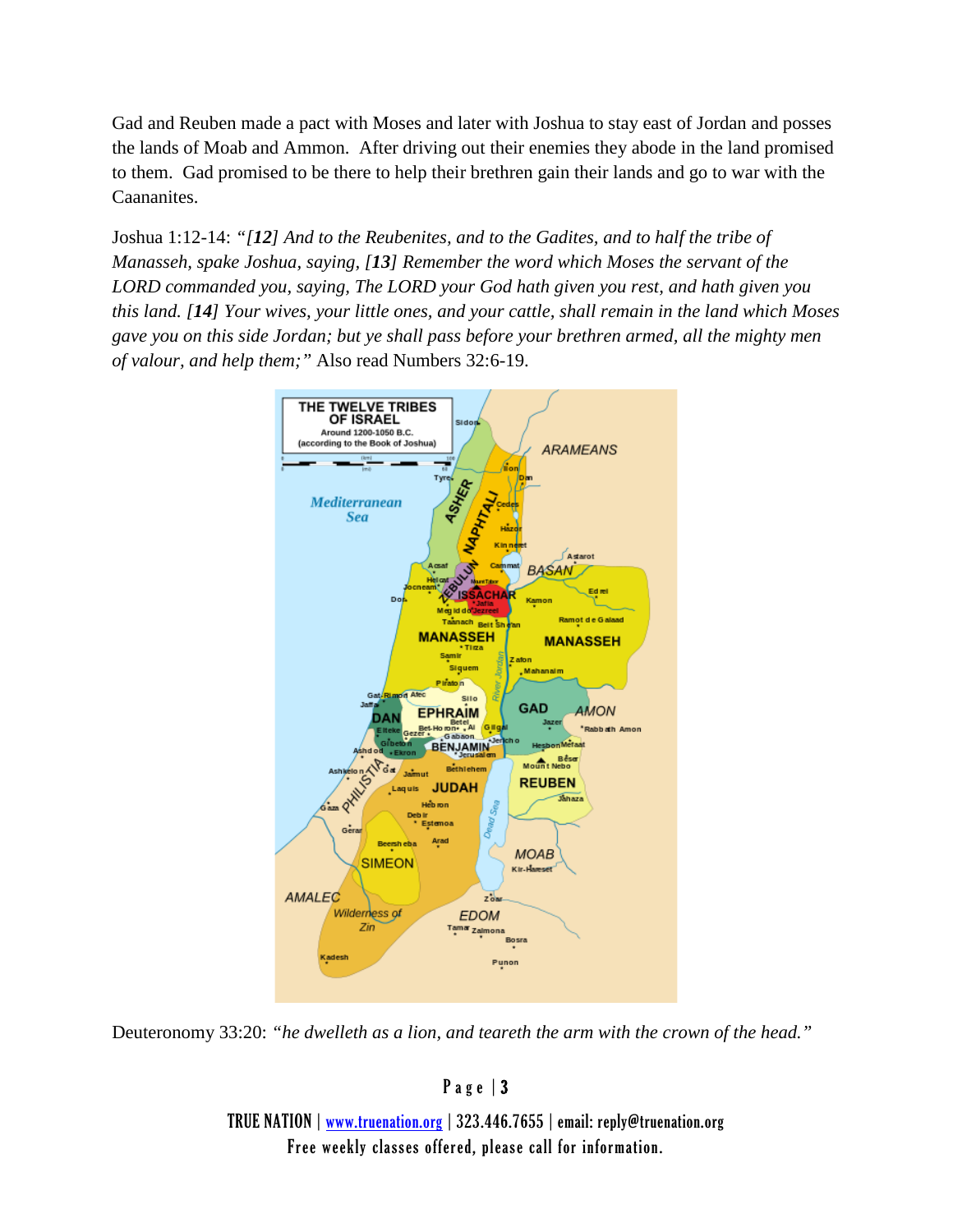Gad and Reuben made a pact with Moses and later with Joshua to stay east of Jordan and posses the lands of Moab and Ammon. After driving out their enemies they abode in the land promised to them. Gad promised to be there to help their brethren gain their lands and go to war with the Caananites.

Joshua 1:12-14: *"[**12**] And to the Reubenites, and to the Gadites, and to half the tribe of Manasseh, spake Joshua, saying, [**13**] Remember the word which Moses the servant of the LORD commanded you, saying, The LORD your God hath given you rest, and hath given you this land. [**14**] Your wives, your little ones, and your cattle, shall remain in the land which Moses gave you on this side Jordan; but ye shall pass before your brethren armed, all the mighty men of valour, and help them;"* Also read Numbers 32:6-19.

Deuteronomy 33:20: *"he dwelleth as a lion, and teareth the arm with the crown of the head."*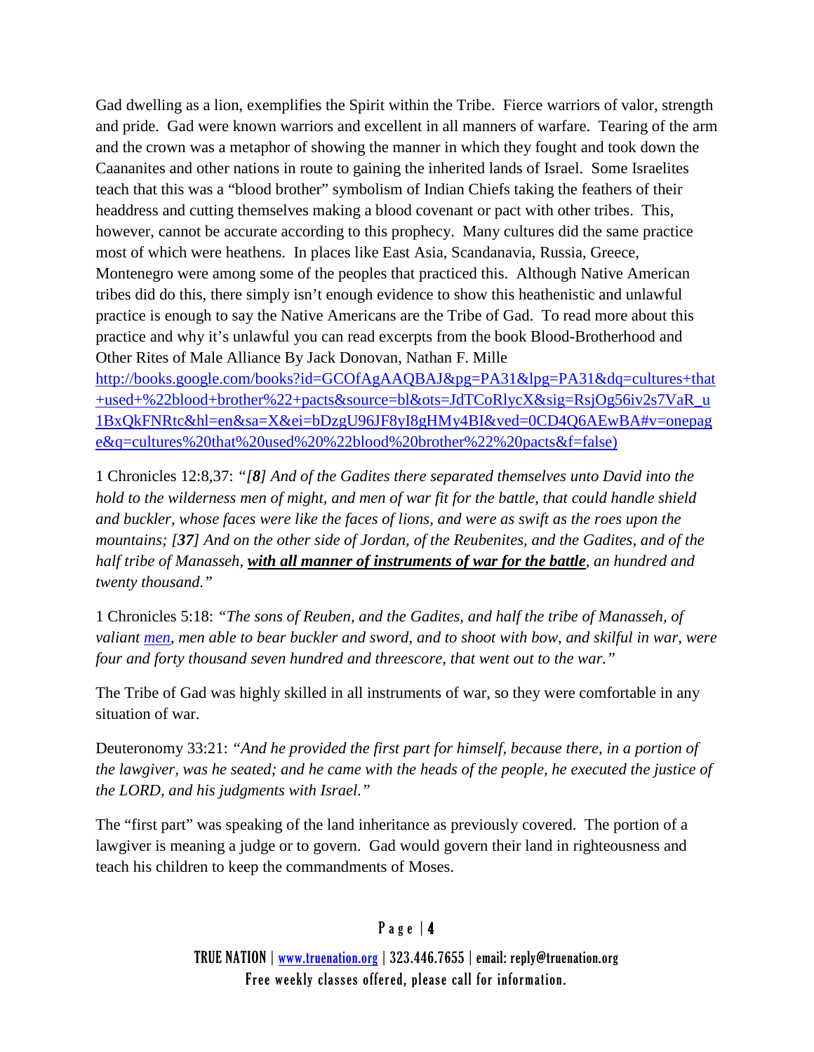Gad dwelling as a lion, exemplifies the Spirit within the Tribe. Fierce warriors of valor, strength and pride. Gad were known warriors and excellent in all manners of warfare. Tearing of the arm and the crown was a metaphor of showing the manner in which they fought and took down the Caananites and other nations in route to gaining the inherited lands of Israel. Some Israelites teach that this was a "blood brother" symbolism of Indian Chiefs taking the feathers of their headdress and cutting themselves making a blood covenant or pact with other tribes. This, however, cannot be accurate according to this prophecy. Many cultures did the same practice most of which were heathens. In places like East Asia, Scandanavia, Russia, Greece, Montenegro were among some of the peoples that practiced this. Although Native American tribes did do this, there simply isn't enough evidence to show this heathenistic and unlawful practice is enough to say the Native Americans are the Tribe of Gad. To read more about this practice and why it's unlawful you can read excerpts from the book Blood-Brotherhood and Other Rites of Male Alliance By Jack Donovan, Nathan F. Mille [http://books.google.com/books?id=GCOfAgAAQBAJ&pg=PA31&lpg=PA31&dq=cultures+that+used+%22blood+brother%22+pacts&source=bl&ots=JdTCoRlycX&sig=RsjOg56iv2s7VaR_u1BxQkFNRtc&hl=en&sa=X&ei=bDzgU96JF8yI8gHMy4BI&ved=0CD4Q6AEwBA#v=onepage&q=cultures%20that%20used%20%22blood%20brother%22%20pacts&f=false)](http://books.google.com/books?id=GCOfAgAAQBAJ&pg=PA31&lpg=PA31&dq=cultures+that+used+%22blood+brother%22+pacts&source=bl&ots=JdTCoRlycX&sig=RsjOg56iv2s7VaR_u1BxQkFNRtc&hl=en&sa=X&ei=bDzgU96JF8yI8gHMy4BI&ved=0CD4Q6AEwBA#v=onepage&q=cultures%20that%20used%20%22blood%20brother%22%20pacts&f=false)

1 Chronicles 12:8,37: *"[**8**] And of the Gadites there separated themselves unto David into the hold to the wilderness men of might, and men of war fit for the battle, that could handle shield and buckler, whose faces were like the faces of lions, and were as swift as the roes upon the mountains; [**37**] And on the other side of Jordan, of the Reubenites, and the Gadites, and of the half tribe of Manasseh, **with all manner of instruments of war for the battle**, an hundred and twenty thousand."*

1 Chronicles 5:18: *"The sons of Reuben, and the Gadites, and half the tribe of Manasseh, of valiant men, men able to bear buckler and sword, and to shoot with bow, and skilful in war, were four and forty thousand seven hundred and threescore, that went out to the war."*

The Tribe of Gad was highly skilled in all instruments of war, so they were comfortable in any situation of war.

Deuteronomy 33:21: *"And he provided the first part for himself, because there, in a portion of the lawgiver, was he seated; and he came with the heads of the people, he executed the justice of the LORD, and his judgments with Israel."*

The "first part" was speaking of the land inheritance as previously covered. The portion of a lawgiver is meaning a judge or to govern. Gad would govern their land in righteousness and teach his children to keep the commandments of Moses.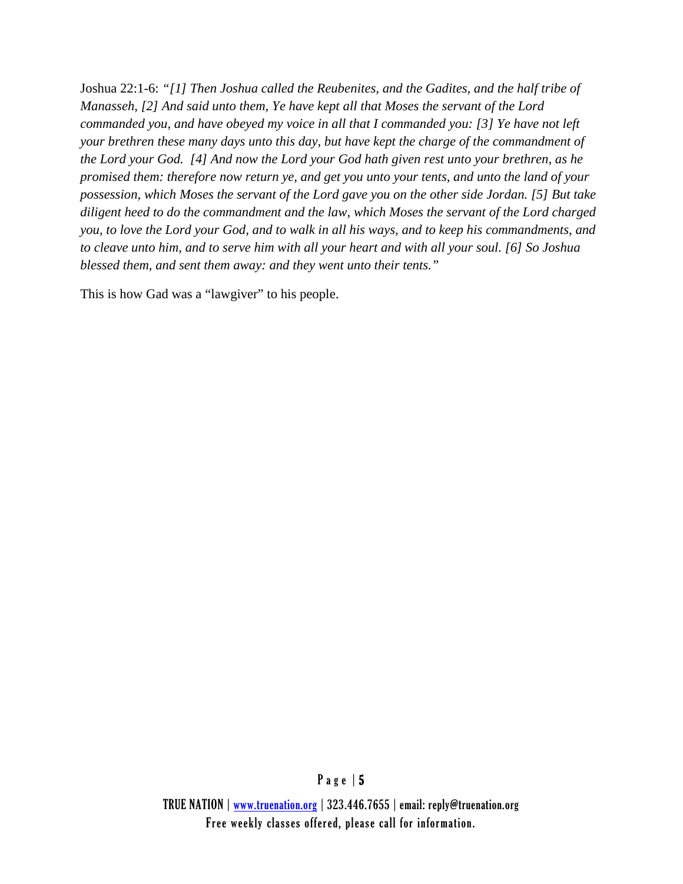Joshua 22:1-6: *"[1] Then Joshua called the Reubenites, and the Gadites, and the half tribe of Manasseh, [2] And said unto them, Ye have kept all that Moses the servant of the Lord commanded you, and have obeyed my voice in all that I commanded you: [3] Ye have not left your brethren these many days unto this day, but have kept the charge of the commandment of the Lord your God. [4] And now the Lord your God hath given rest unto your brethren, as he promised them: therefore now return ye, and get you unto your tents, and unto the land of your possession, which Moses the servant of the Lord gave you on the other side Jordan. [5] But take diligent heed to do the commandment and the law, which Moses the servant of the Lord charged you, to love the Lord your God, and to walk in all his ways, and to keep his commandments, and to cleave unto him, and to serve him with all your heart and with all your soul. [6] So Joshua blessed them, and sent them away: and they went unto their tents."*

This is how Gad was a "lawgiver" to his people.